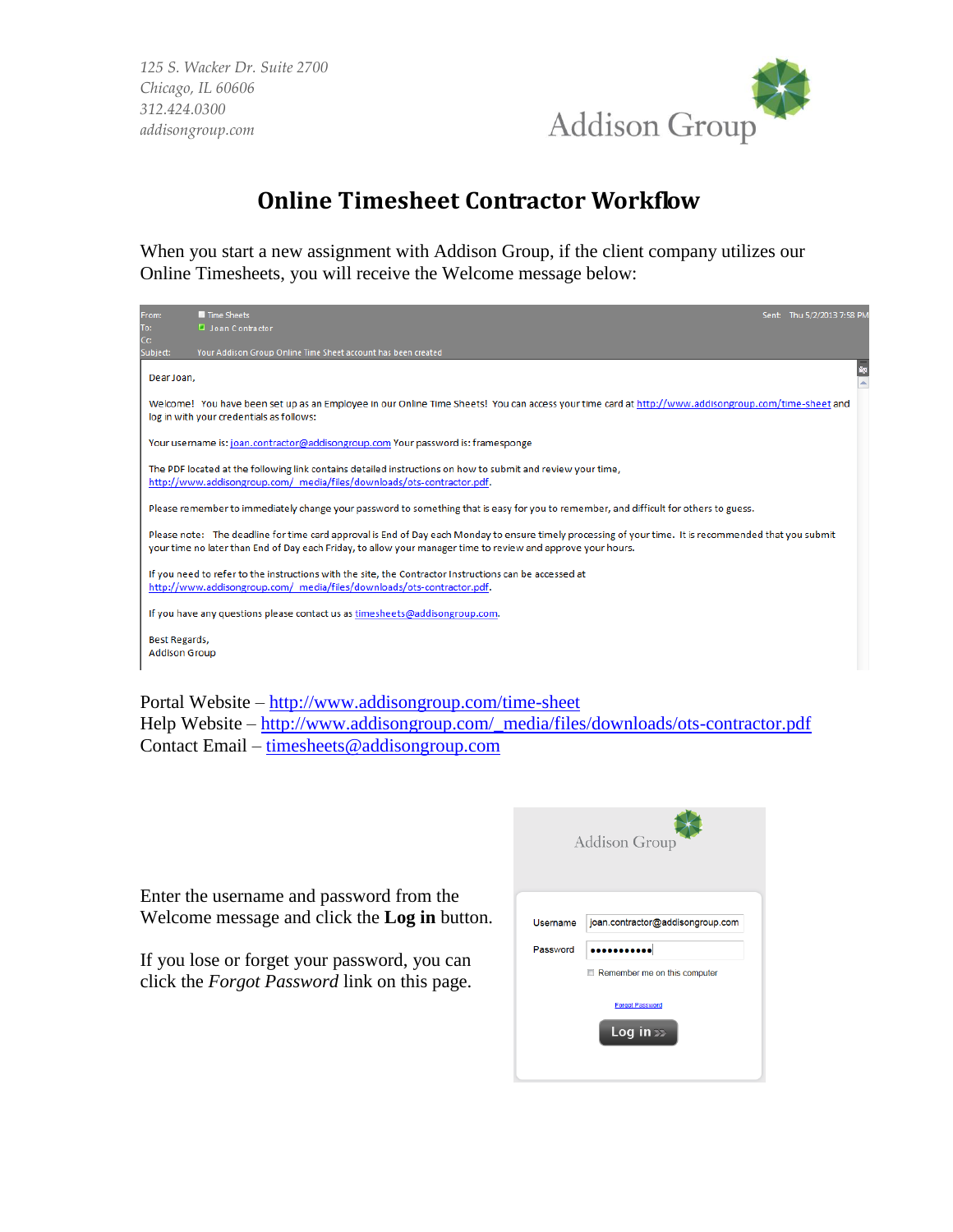125 S. Wacker Dr. Suite 2700
Chicago, IL 60606
312.424.0300
addisongroup.com

Addison Group

# Online Timesheet Contractor Workflow

When you start a new assignment with Addison Group, if the client company utilizes our Online Timesheets, you will receive the Welcome message below:

From: Time Sheets
To: Joan Contractor
Cc:
Subject: Your Addison Group Online Time Sheet account has been created
Sent: Thu 5/2/2013 7:58 PM

Dear Joan,

Welcome! You have been set up as an Employee in our Online Time Sheets! You can access your time card at http://www.addisongroup.com/time-sheet and log in with your credentials as follows:

Your username is: joan.contractor@addisongroup.com Your password is: framesponge

The PDF located at the following link contains detailed instructions on how to submit and review your time, http://www.addisongroup.com/_media/files/downloads/ots-contractor.pdf.

Please remember to immediately change your password to something that is easy for you to remember, and difficult for others to guess.

Please note: The deadline for time card approval is End of Day each Monday to ensure timely processing of your time. It is recommended that you submit your time no later than End of Day each Friday, to allow your manager time to review and approve your hours.

If you need to refer to the instructions with the site, the Contractor Instructions can be accessed at http://www.addisongroup.com/_media/files/downloads/ots-contractor.pdf.

If you have any questions please contact us as timesheets@addisongroup.com.

Best Regards,
Addison Group

Portal Website – http://www.addisongroup.com/time-sheet
Help Website – http://www.addisongroup.com/_media/files/downloads/ots-contractor.pdf
Contact Email – timesheets@addisongroup.com

Enter the username and password from the Welcome message and click the **Log in** button.

If you lose or forget your password, you can click the *Forgot Password* link on this page.

Addison Group

Username joan.contractor@addisongroup.com
Password ••••••••••••

Remember me on this computer

Forgot Password

Log in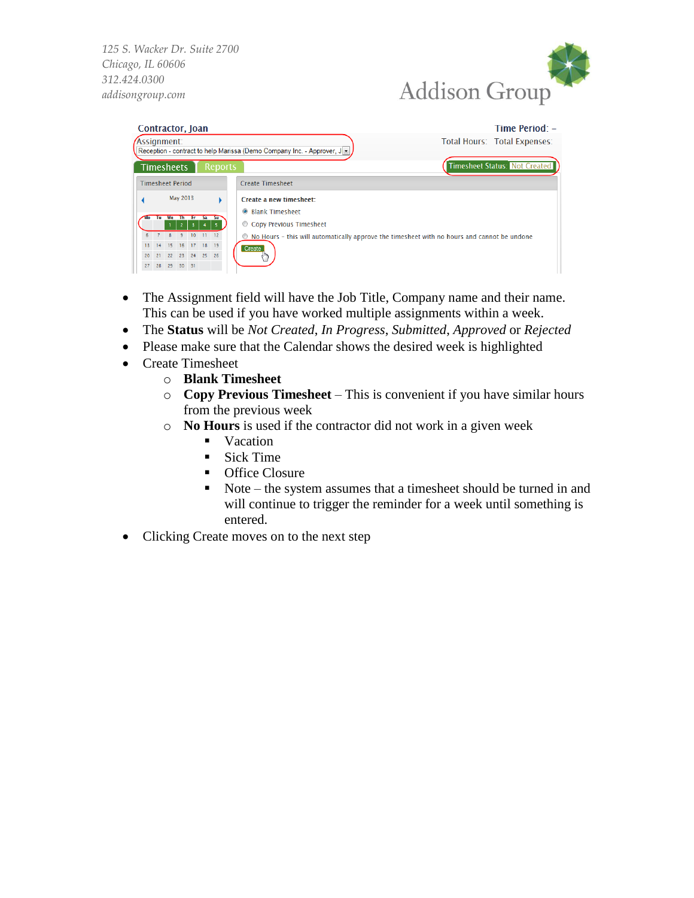- The Assignment field will have the Job Title, Company name and their name. This can be used if you have worked multiple assignments within a week.
- The **Status** will be *Not Created*, *In Progress*, *Submitted*, *Approved* or *Rejected*
- Please make sure that the Calendar shows the desired week is highlighted
- Create Timesheet
  - **Blank Timesheet**
  - **Copy Previous Timesheet** – This is convenient if you have similar hours from the previous week
  - **No Hours** is used if the contractor did not work in a given week
    - Vacation
    - Sick Time
    - Office Closure
    - Note – the system assumes that a timesheet should be turned in and will continue to trigger the reminder for a week until something is entered.
- Clicking Create moves on to the next step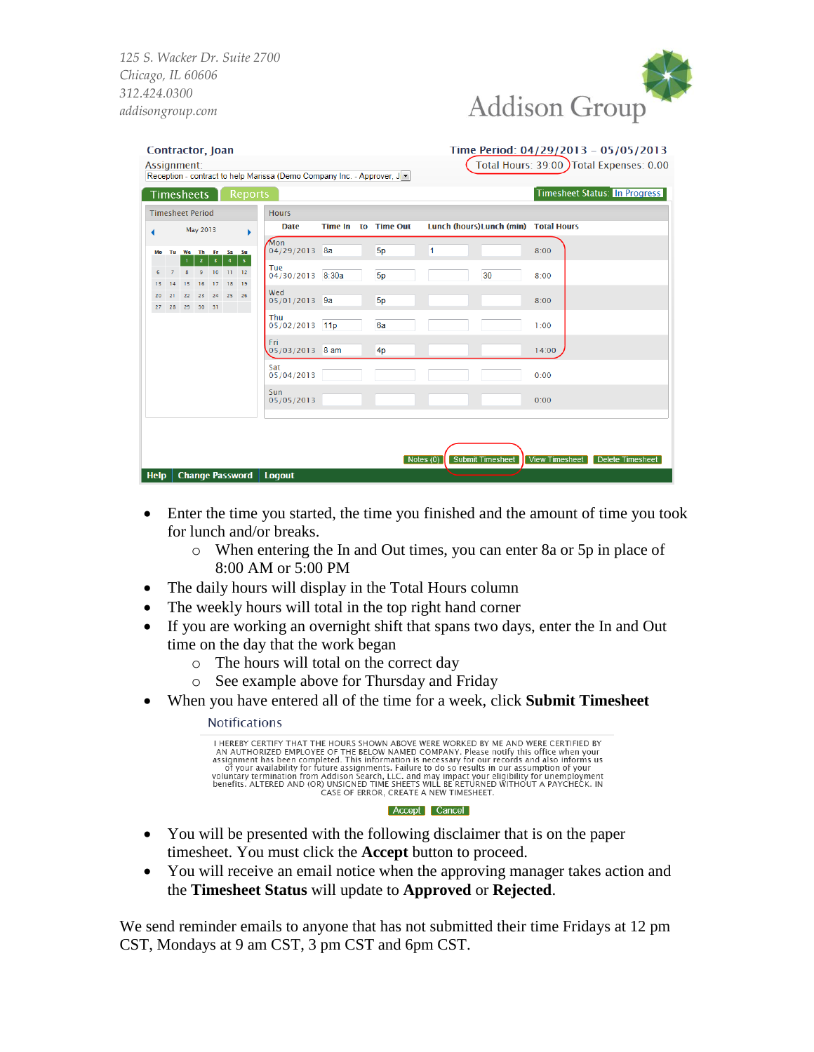125 S. Wacker Dr. Suite 2700
Chicago, IL 60606
312.424.0300
addisongroup.com

Addison Group

**Contractor, Joan**

Assignment:
Reception - contract to help Marissa (Demo Company Inc. - Approver, J

Time Period: 04/29/2013 – 05/05/2013
Total Hours: 39:00 Total Expenses: 0.00

Timesheets | Reports

Timesheet Status: In Progress

Timesheet Period

May 2013

| Mo | Tu | We | Th | Fr | Sa | Su |
|---|---|---|---|---|---|---|
| | | 1 | 2 | 3 | 4 | 5 |
| 6 | 7 | 8 | 9 | 10 | 11 | 12 |
| 13 | 14 | 15 | 16 | 17 | 18 | 19 |
| 20 | 21 | 22 | 23 | 24 | 25 | 26 |
| 27 | 28 | 29 | 30 | 31 | | |

Hours

| Date | Time In | to | Time Out | Lunch (hours) | Lunch (min) | Total Hours |
|---|---|---|---|---|---|---|
| Mon 04/29/2013 | 8a | | 5p | 1 | | 8:00 |
| Tue 04/30/2013 | 8:30a | | 5p | | 30 | 8:00 |
| Wed 05/01/2013 | 9a | | 5p | | | 8:00 |
| Thu 05/02/2013 | 11p | | 8a | | | 1:00 |
| Fri 05/03/2013 | 8 am | | 4p | | | 14:00 |
| Sat 05/04/2013 | | | | | | 0:00 |
| Sun 05/05/2013 | | | | | | 0:00 |

Notes (0) | Submit Timesheet | View Timesheet | Delete Timesheet

Help | Change Password | Logout

- Enter the time you started, the time you finished and the amount of time you took for lunch and/or breaks.
  - When entering the In and Out times, you can enter 8a or 5p in place of 8:00 AM or 5:00 PM
- The daily hours will display in the Total Hours column
- The weekly hours will total in the top right hand corner
- If you are working an overnight shift that spans two days, enter the In and Out time on the day that the work began
  - The hours will total on the correct day
  - See example above for Thursday and Friday
- When you have entered all of the time for a week, click **Submit Timesheet**

Notifications

I HEREBY CERTIFY THAT THE HOURS SHOWN ABOVE WERE WORKED BY ME AND WERE CERTIFIED BY AN AUTHORIZED EMPLOYEE OF THE BELOW NAMED COMPANY. Please notify this office when your assignment has been completed. This information is necessary for our records and also informs us of your availability for future assignments. Failure to do so results in our assumption of your voluntary termination from Addison Search, LLC. and may impact your eligibility for unemployment benefits. ALTERED AND (OR) UNSIGNED TIME SHEETS WILL BE RETURNED WITHOUT A PAYCHECK. IN CASE OF ERROR, CREATE A NEW TIMESHEET.

Accept | Cancel

- You will be presented with the following disclaimer that is on the paper timesheet. You must click the **Accept** button to proceed.
- You will receive an email notice when the approving manager takes action and the **Timesheet Status** will update to **Approved** or **Rejected**.

We send reminder emails to anyone that has not submitted their time Fridays at 12 pm CST, Mondays at 9 am CST, 3 pm CST and 6pm CST.